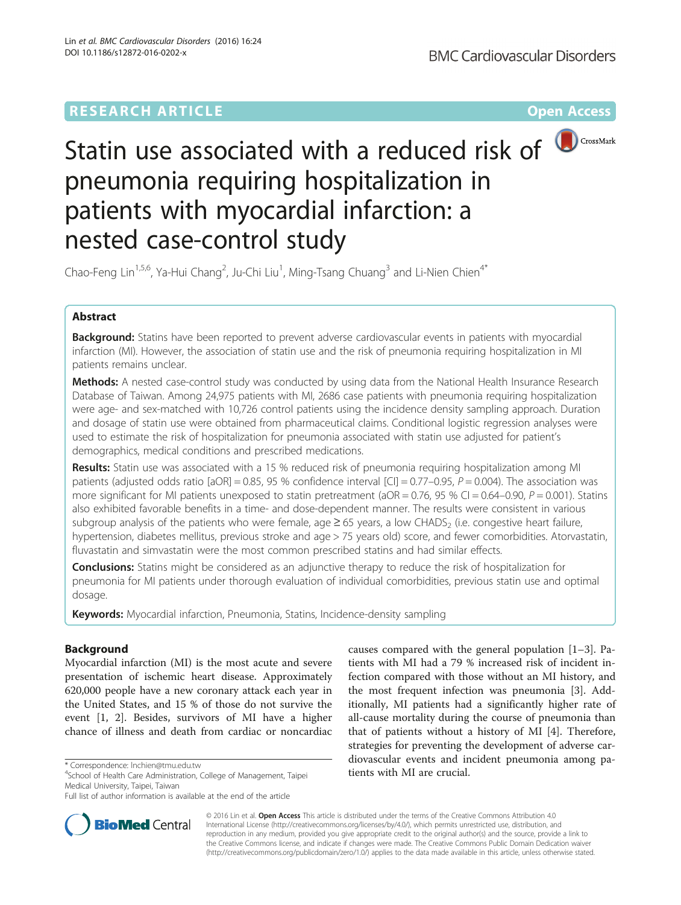RESEARCH ARTICLE

Open Access

# Statin use associated with a reduced risk of pneumonia requiring hospitalization in patients with myocardial infarction: a nested case-control study

Chao-Feng Lin[1,5,6], Ya-Hui Chang[2], Ju-Chi Liu[1], Ming-Tsang Chuang[3] and Li-Nien Chien[4*]

## Abstract

**Background:** Statins have been reported to prevent adverse cardiovascular events in patients with myocardial infarction (MI). However, the association of statin use and the risk of pneumonia requiring hospitalization in MI patients remains unclear.

**Methods:** A nested case-control study was conducted by using data from the National Health Insurance Research Database of Taiwan. Among 24,975 patients with MI, 2686 case patients with pneumonia requiring hospitalization were age- and sex-matched with 10,726 control patients using the incidence density sampling approach. Duration and dosage of statin use were obtained from pharmaceutical claims. Conditional logistic regression analyses were used to estimate the risk of hospitalization for pneumonia associated with statin use adjusted for patient's demographics, medical conditions and prescribed medications.

**Results:** Statin use was associated with a 15 % reduced risk of pneumonia requiring hospitalization among MI patients (adjusted odds ratio [aOR] = 0.85, 95 % confidence interval [CI] = 0.77–0.95, $P = 0.004$). The association was more significant for MI patients unexposed to statin pretreatment (aOR = 0.76, 95 % CI = 0.64–0.90, $P = 0.001$). Statins also exhibited favorable benefits in a time- and dose-dependent manner. The results were consistent in various subgroup analysis of the patients who were female, age ≥ 65 years, a low $CHADS_2$ (i.e. congestive heart failure, hypertension, diabetes mellitus, previous stroke and age > 75 years old) score, and fewer comorbidities. Atorvastatin, fluvastatin and simvastatin were the most common prescribed statins and had similar effects.

**Conclusions:** Statins might be considered as an adjunctive therapy to reduce the risk of hospitalization for pneumonia for MI patients under thorough evaluation of individual comorbidities, previous statin use and optimal dosage.

**Keywords:** Myocardial infarction, Pneumonia, Statins, Incidence-density sampling

## Background

Myocardial infarction (MI) is the most acute and severe presentation of ischemic heart disease. Approximately 620,000 people have a new coronary attack each year in the United States, and 15 % of those do not survive the event [1, 2]. Besides, survivors of MI have a higher chance of illness and death from cardiac or noncardiac causes compared with the general population [1–3]. Patients with MI had a 79 % increased risk of incident infection compared with those without an MI history, and the most frequent infection was pneumonia [3]. Additionally, MI patients had a significantly higher rate of all-cause mortality during the course of pneumonia than that of patients without a history of MI [4]. Therefore, strategies for preventing the development of adverse cardiovascular events and incident pneumonia among patients with MI are crucial.

\* Correspondence: lnchien@tmu.edu.tw
[4]School of Health Care Administration, College of Management, Taipei Medical University, Taipei, Taiwan
Full list of author information is available at the end of the article

© 2016 Lin et al. **Open Access** This article is distributed under the terms of the Creative Commons Attribution 4.0 International License (http://creativecommons.org/licenses/by/4.0/), which permits unrestricted use, distribution, and reproduction in any medium, provided you give appropriate credit to the original author(s) and the source, provide a link to the Creative Commons license, and indicate if changes were made. The Creative Commons Public Domain Dedication waiver (http://creativecommons.org/publicdomain/zero/1.0/) applies to the data made available in this article, unless otherwise stated.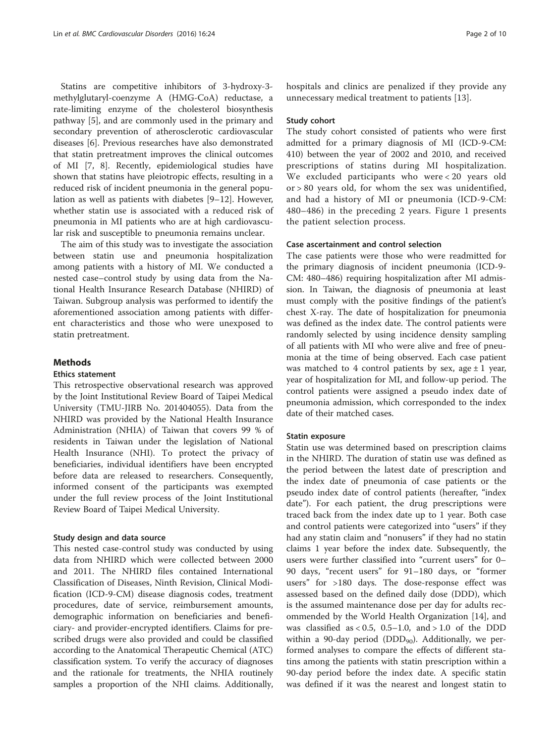Statins are competitive inhibitors of 3-hydroxy-3-methylglutaryl-coenzyme A (HMG-CoA) reductase, a rate-limiting enzyme of the cholesterol biosynthesis pathway [5], and are commonly used in the primary and secondary prevention of atherosclerotic cardiovascular diseases [6]. Previous researches have also demonstrated that statin pretreatment improves the clinical outcomes of MI [7, 8]. Recently, epidemiological studies have shown that statins have pleiotropic effects, resulting in a reduced risk of incident pneumonia in the general population as well as patients with diabetes [9–12]. However, whether statin use is associated with a reduced risk of pneumonia in MI patients who are at high cardiovascular risk and susceptible to pneumonia remains unclear.

The aim of this study was to investigate the association between statin use and pneumonia hospitalization among patients with a history of MI. We conducted a nested case–control study by using data from the National Health Insurance Research Database (NHIRD) of Taiwan. Subgroup analysis was performed to identify the aforementioned association among patients with different characteristics and those who were unexposed to statin pretreatment.

## Methods

### Ethics statement

This retrospective observational research was approved by the Joint Institutional Review Board of Taipei Medical University (TMU-JIRB No. 201404055). Data from the NHIRD was provided by the National Health Insurance Administration (NHIA) of Taiwan that covers 99 % of residents in Taiwan under the legislation of National Health Insurance (NHI). To protect the privacy of beneficiaries, individual identifiers have been encrypted before data are released to researchers. Consequently, informed consent of the participants was exempted under the full review process of the Joint Institutional Review Board of Taipei Medical University.

### Study design and data source

This nested case-control study was conducted by using data from NHIRD which were collected between 2000 and 2011. The NHIRD files contained International Classification of Diseases, Ninth Revision, Clinical Modification (ICD-9-CM) disease diagnosis codes, treatment procedures, date of service, reimbursement amounts, demographic information on beneficiaries and beneficiary- and provider-encrypted identifiers. Claims for prescribed drugs were also provided and could be classified according to the Anatomical Therapeutic Chemical (ATC) classification system. To verify the accuracy of diagnoses and the rationale for treatments, the NHIA routinely samples a proportion of the NHI claims. Additionally, hospitals and clinics are penalized if they provide any unnecessary medical treatment to patients [13].

### Study cohort

The study cohort consisted of patients who were first admitted for a primary diagnosis of MI (ICD-9-CM: 410) between the year of 2002 and 2010, and received prescriptions of statins during MI hospitalization. We excluded participants who were < 20 years old or > 80 years old, for whom the sex was unidentified, and had a history of MI or pneumonia (ICD-9-CM: 480–486) in the preceding 2 years. Figure 1 presents the patient selection process.

### Case ascertainment and control selection

The case patients were those who were readmitted for the primary diagnosis of incident pneumonia (ICD-9-CM: 480–486) requiring hospitalization after MI admission. In Taiwan, the diagnosis of pneumonia at least must comply with the positive findings of the patient's chest X-ray. The date of hospitalization for pneumonia was defined as the index date. The control patients were randomly selected by using incidence density sampling of all patients with MI who were alive and free of pneumonia at the time of being observed. Each case patient was matched to 4 control patients by sex, age ± 1 year, year of hospitalization for MI, and follow-up period. The control patients were assigned a pseudo index date of pneumonia admission, which corresponded to the index date of their matched cases.

### Statin exposure

Statin use was determined based on prescription claims in the NHIRD. The duration of statin use was defined as the period between the latest date of prescription and the index date of pneumonia of case patients or the pseudo index date of control patients (hereafter, "index date"). For each patient, the drug prescriptions were traced back from the index date up to 1 year. Both case and control patients were categorized into "users" if they had any statin claim and "nonusers" if they had no statin claims 1 year before the index date. Subsequently, the users were further classified into "current users" for 0–90 days, "recent users" for 91–180 days, or "former users" for >180 days. The dose-response effect was assessed based on the defined daily dose (DDD), which is the assumed maintenance dose per day for adults recommended by the World Health Organization [14], and was classified as < 0.5, 0.5–1.0, and > 1.0 of the DDD within a 90-day period ($DDD_{90}$). Additionally, we performed analyses to compare the effects of different statins among the patients with statin prescription within a 90-day period before the index date. A specific statin was defined if it was the nearest and longest statin to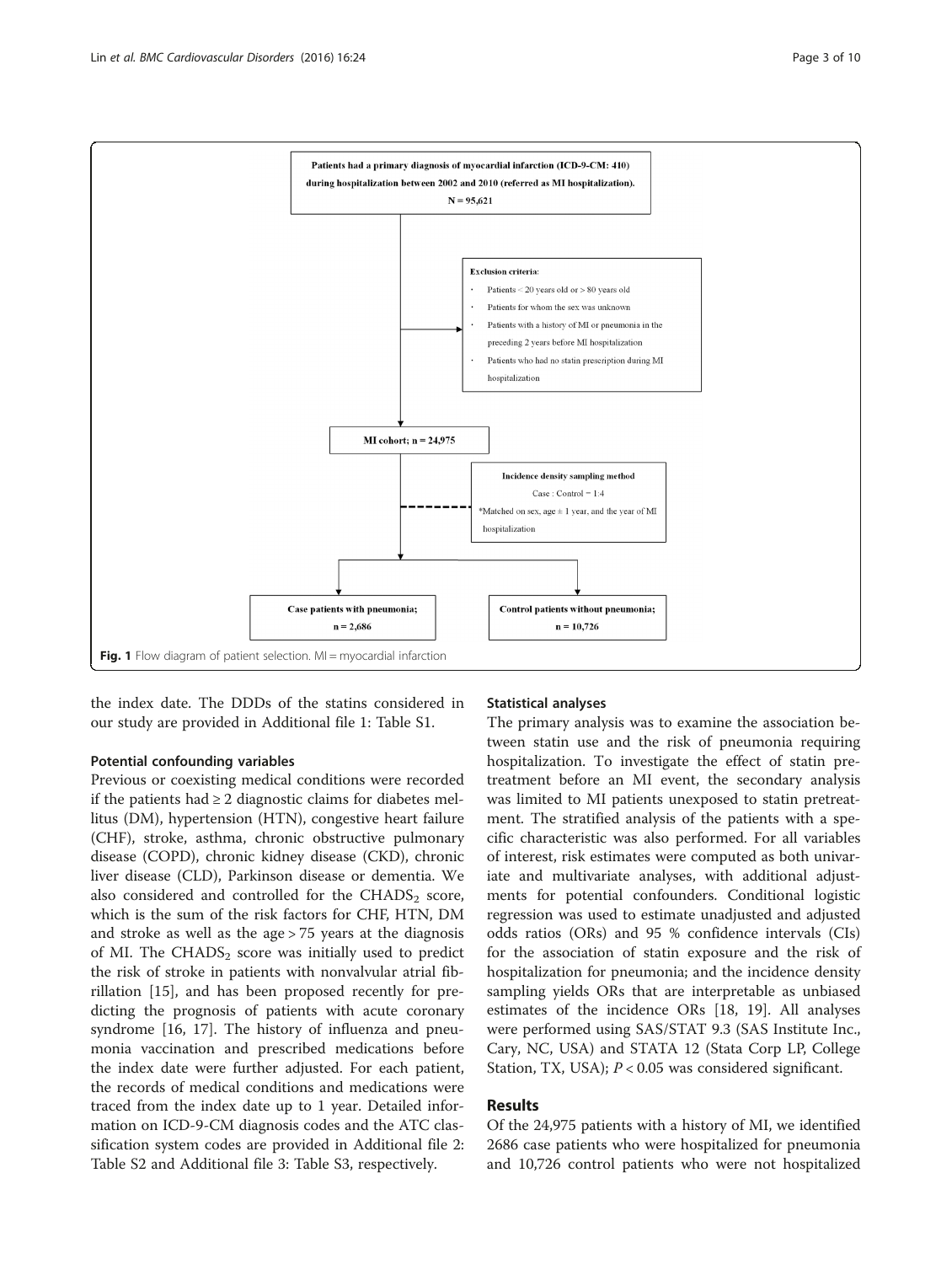Patients had a primary diagnosis of myocardial infarction (ICD-9-CM: 410) during hospitalization between 2002 and 2010 (referred as MI hospitalization). N = 95,621

Exclusion criteria:

- Patients < 20 years old or > 80 years old
- Patients for whom the sex was unknown
- Patients with a history of MI or pneumonia in the preceding 2 years before MI hospitalization
- Patients who had no statin prescription during MI hospitalization

MI cohort; n = 24,975

Incidence density sampling method

Case : Control = 1:4

*Matched on sex, age ± 1 year, and the year of MI hospitalization

Case patients with pneumonia; n = 2,686

Control patients without pneumonia; n = 10,726

**Fig. 1** Flow diagram of patient selection. MI = myocardial infarction

the index date. The DDDs of the statins considered in our study are provided in Additional file 1: Table S1.

### Potential confounding variables

Previous or coexisting medical conditions were recorded if the patients had ≥ 2 diagnostic claims for diabetes mellitus (DM), hypertension (HTN), congestive heart failure (CHF), stroke, asthma, chronic obstructive pulmonary disease (COPD), chronic kidney disease (CKD), chronic liver disease (CLD), Parkinson disease or dementia. We also considered and controlled for the $CHADS_2$ score, which is the sum of the risk factors for CHF, HTN, DM and stroke as well as the age > 75 years at the diagnosis of MI. The $CHADS_2$ score was initially used to predict the risk of stroke in patients with nonvalvular atrial fibrillation [15], and has been proposed recently for predicting the prognosis of patients with acute coronary syndrome [16, 17]. The history of influenza and pneumonia vaccination and prescribed medications before the index date were further adjusted. For each patient, the records of medical conditions and medications were traced from the index date up to 1 year. Detailed information on ICD-9-CM diagnosis codes and the ATC classification system codes are provided in Additional file 2: Table S2 and Additional file 3: Table S3, respectively.

### Statistical analyses

The primary analysis was to examine the association between statin use and the risk of pneumonia requiring hospitalization. To investigate the effect of statin pretreatment before an MI event, the secondary analysis was limited to MI patients unexposed to statin pretreatment. The stratified analysis of the patients with a specific characteristic was also performed. For all variables of interest, risk estimates were computed as both univariate and multivariate analyses, with additional adjustments for potential confounders. Conditional logistic regression was used to estimate unadjusted and adjusted odds ratios (ORs) and 95 % confidence intervals (CIs) for the association of statin exposure and the risk of hospitalization for pneumonia; and the incidence density sampling yields ORs that are interpretable as unbiased estimates of the incidence ORs [18, 19]. All analyses were performed using SAS/STAT 9.3 (SAS Institute Inc., Cary, NC, USA) and STATA 12 (Stata Corp LP, College Station, TX, USA); $P < 0.05$ was considered significant.

## Results

Of the 24,975 patients with a history of MI, we identified 2686 case patients who were hospitalized for pneumonia and 10,726 control patients who were not hospitalized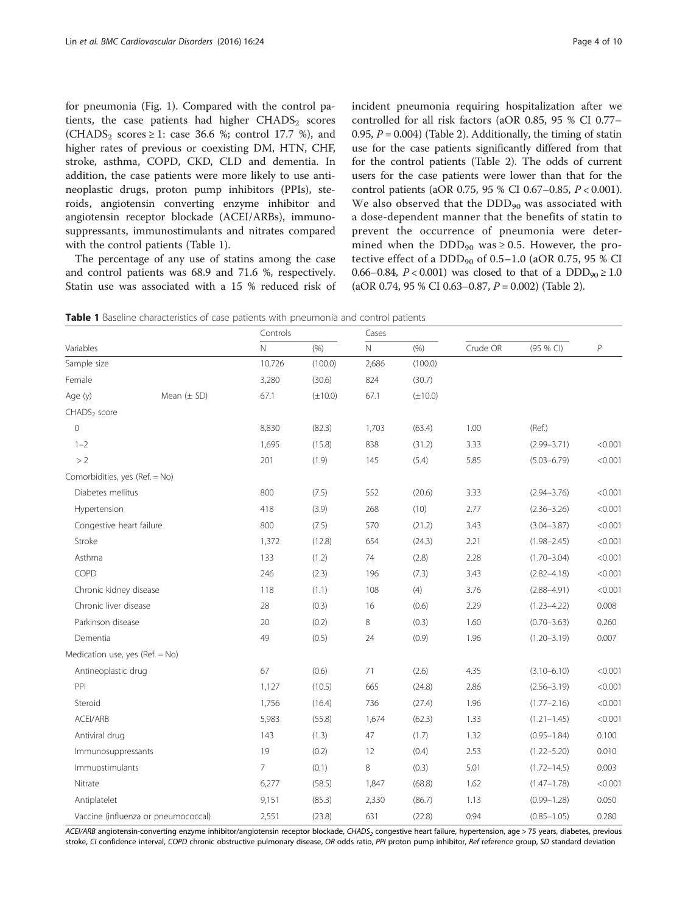for pneumonia (Fig. 1). Compared with the control patients, the case patients had higher $CHADS_2$ scores ($CHADS_2$ scores ≥ 1: case 36.6 %; control 17.7 %), and higher rates of previous or coexisting DM, HTN, CHF, stroke, asthma, COPD, CKD, CLD and dementia. In addition, the case patients were more likely to use antineoplastic drugs, proton pump inhibitors (PPIs), steroids, angiotensin converting enzyme inhibitor and angiotensin receptor blockade (ACEI/ARBs), immunosuppressants, immunostimulants and nitrates compared with the control patients (Table 1).

The percentage of any use of statins among the case and control patients was 68.9 and 71.6 %, respectively. Statin use was associated with a 15 % reduced risk of incident pneumonia requiring hospitalization after we controlled for all risk factors (aOR 0.85, 95 % CI 0.77–0.95, $P = 0.004$) (Table 2). Additionally, the timing of statin use for the case patients significantly differed from that for the control patients (Table 2). The odds of current users for the case patients were lower than that for the control patients (aOR 0.75, 95 % CI 0.67–0.85, $P < 0.001$). We also observed that the $DDD_{90}$ was associated with a dose-dependent manner that the benefits of statin to prevent the occurrence of pneumonia were determined when the $DDD_{90}$ was ≥ 0.5. However, the protective effect of a $DDD_{90}$ of 0.5–1.0 (aOR 0.75, 95 % CI 0.66–0.84, $P < 0.001$) was closed to that of a $DDD_{90} \geq 1.0$ (aOR 0.74, 95 % CI 0.63–0.87, $P = 0.002$) (Table 2).

**Table 1** Baseline characteristics of case patients with pneumonia and control patients

| Variables | | Controls | | Cases | | | | |
|---|---|---|---|---|---|---|---|---|
| | | N | (%) | N | (%) | Crude OR | (95 % CI) | *P* |
| Sample size | | 10,726 | (100.0) | 2,686 | (100.0) | | | |
| Female | | 3,280 | (30.6) | 824 | (30.7) | | | |
| Age (y) | Mean (± SD) | 67.1 | (±10.0) | 67.1 | (±10.0) | | | |
| $CHADS_2$ score | | | | | | | | |
| 0 | | 8,830 | (82.3) | 1,703 | (63.4) | 1.00 | (Ref.) | |
| 1–2 | | 1,695 | (15.8) | 838 | (31.2) | 3.33 | (2.99–3.71) | <0.001 |
| > 2 | | 201 | (1.9) | 145 | (5.4) | 5.85 | (5.03–6.79) | <0.001 |
| Comorbidities, yes (Ref. = No) | | | | | | | | |
| Diabetes mellitus | | 800 | (7.5) | 552 | (20.6) | 3.33 | (2.94–3.76) | <0.001 |
| Hypertension | | 418 | (3.9) | 268 | (10) | 2.77 | (2.36–3.26) | <0.001 |
| Congestive heart failure | | 800 | (7.5) | 570 | (21.2) | 3.43 | (3.04–3.87) | <0.001 |
| Stroke | | 1,372 | (12.8) | 654 | (24.3) | 2.21 | (1.98–2.45) | <0.001 |
| Asthma | | 133 | (1.2) | 74 | (2.8) | 2.28 | (1.70–3.04) | <0.001 |
| COPD | | 246 | (2.3) | 196 | (7.3) | 3.43 | (2.82–4.18) | <0.001 |
| Chronic kidney disease | | 118 | (1.1) | 108 | (4) | 3.76 | (2.88–4.91) | <0.001 |
| Chronic liver disease | | 28 | (0.3) | 16 | (0.6) | 2.29 | (1.23–4.22) | 0.008 |
| Parkinson disease | | 20 | (0.2) | 8 | (0.3) | 1.60 | (0.70–3.63) | 0.260 |
| Dementia | | 49 | (0.5) | 24 | (0.9) | 1.96 | (1.20–3.19) | 0.007 |
| Medication use, yes (Ref. = No) | | | | | | | | |
| Antineoplastic drug | | 67 | (0.6) | 71 | (2.6) | 4.35 | (3.10–6.10) | <0.001 |
| PPI | | 1,127 | (10.5) | 665 | (24.8) | 2.86 | (2.56–3.19) | <0.001 |
| Steroid | | 1,756 | (16.4) | 736 | (27.4) | 1.96 | (1.77–2.16) | <0.001 |
| ACEI/ARB | | 5,983 | (55.8) | 1,674 | (62.3) | 1.33 | (1.21–1.45) | <0.001 |
| Antiviral drug | | 143 | (1.3) | 47 | (1.7) | 1.32 | (0.95–1.84) | 0.100 |
| Immunosuppressants | | 19 | (0.2) | 12 | (0.4) | 2.53 | (1.22–5.20) | 0.010 |
| Immuostimulants | | 7 | (0.1) | 8 | (0.3) | 5.01 | (1.72–14.5) | 0.003 |
| Nitrate | | 6,277 | (58.5) | 1,847 | (68.8) | 1.62 | (1.47–1.78) | <0.001 |
| Antiplatelet | | 9,151 | (85.3) | 2,330 | (86.7) | 1.13 | (0.99–1.28) | 0.050 |
| Vaccine (influenza or pneumococcal) | | 2,551 | (23.8) | 631 | (22.8) | 0.94 | (0.85–1.05) | 0.280 |

*ACEI/ARB* angiotensin-converting enzyme inhibitor/angiotensin receptor blockade, *$CHADS_2$* congestive heart failure, hypertension, age > 75 years, diabetes, previous stroke, *CI* confidence interval, *COPD* chronic obstructive pulmonary disease, *OR* odds ratio, *PPI* proton pump inhibitor, *Ref* reference group, *SD* standard deviation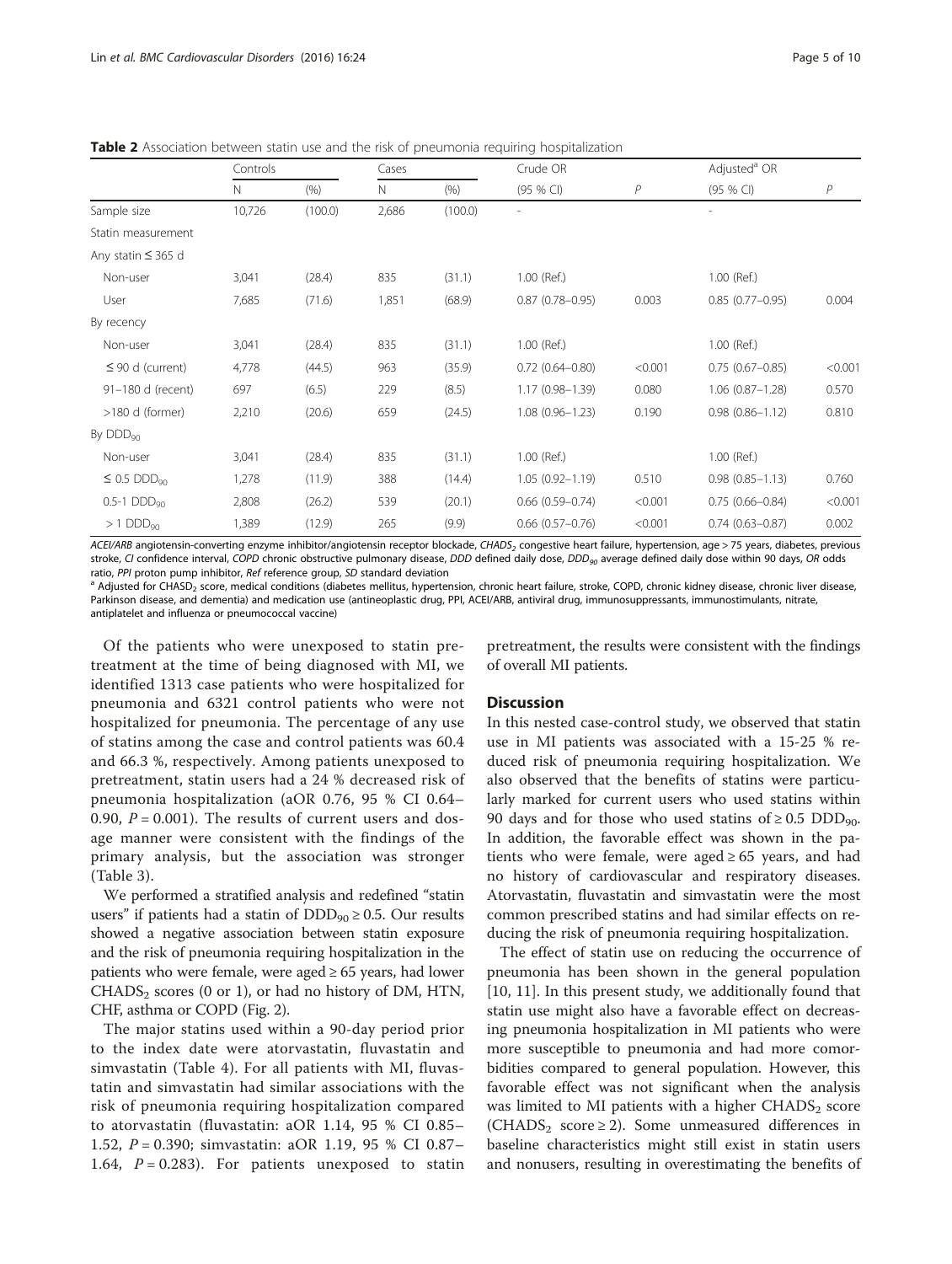**Table 2** Association between statin use and the risk of pneumonia requiring hospitalization

| | Controls | | Cases | | Crude OR | | Adjusted[a] OR | |
|---|---|---|---|---|---|---|---|---|
| | N | (%) | N | (%) | (95 % CI) | $P$ | (95 % CI) | $P$ |
| Sample size | 10,726 | (100.0) | 2,686 | (100.0) | - | | - | |
| Statin measurement | | | | | | | | |
| Any statin ≤ 365 d | | | | | | | | |
| Non-user | 3,041 | (28.4) | 835 | (31.1) | 1.00 (Ref.) | | 1.00 (Ref.) | |
| User | 7,685 | (71.6) | 1,851 | (68.9) | 0.87 (0.78–0.95) | 0.003 | 0.85 (0.77–0.95) | 0.004 |
| By recency | | | | | | | | |
| Non-user | 3,041 | (28.4) | 835 | (31.1) | 1.00 (Ref.) | | 1.00 (Ref.) | |
| ≤ 90 d (current) | 4,778 | (44.5) | 963 | (35.9) | 0.72 (0.64–0.80) | <0.001 | 0.75 (0.67–0.85) | <0.001 |
| 91–180 d (recent) | 697 | (6.5) | 229 | (8.5) | 1.17 (0.98–1.39) | 0.080 | 1.06 (0.87–1.28) | 0.570 |
| >180 d (former) | 2,210 | (20.6) | 659 | (24.5) | 1.08 (0.96–1.23) | 0.190 | 0.98 (0.86–1.12) | 0.810 |
| By $DDD_{90}$ | | | | | | | | |
| Non-user | 3,041 | (28.4) | 835 | (31.1) | 1.00 (Ref.) | | 1.00 (Ref.) | |
| ≤ 0.5 $DDD_{90}$ | 1,278 | (11.9) | 388 | (14.4) | 1.05 (0.92–1.19) | 0.510 | 0.98 (0.85–1.13) | 0.760 |
| 0.5-1 $DDD_{90}$ | 2,808 | (26.2) | 539 | (20.1) | 0.66 (0.59–0.74) | <0.001 | 0.75 (0.66–0.84) | <0.001 |
| > 1 $DDD_{90}$ | 1,389 | (12.9) | 265 | (9.9) | 0.66 (0.57–0.76) | <0.001 | 0.74 (0.63–0.87) | 0.002 |

*ACEI/ARB* angiotensin-converting enzyme inhibitor/angiotensin receptor blockade, *$CHADS_2$* congestive heart failure, hypertension, age > 75 years, diabetes, previous stroke, *CI* confidence interval, *COPD* chronic obstructive pulmonary disease, *DDD* defined daily dose, *$DDD_{90}$* average defined daily dose within 90 days, *OR* odds ratio, *PPI* proton pump inhibitor, *Ref* reference group, *SD* standard deviation

[a] Adjusted for $CHASD_2$ score, medical conditions (diabetes mellitus, hypertension, chronic heart failure, stroke, COPD, chronic kidney disease, chronic liver disease, Parkinson disease, and dementia) and medication use (antineoplastic drug, PPI, ACEI/ARB, antiviral drug, immunosuppressants, immunostimulants, nitrate, antiplatelet and influenza or pneumococcal vaccine)

Of the patients who were unexposed to statin pretreatment at the time of being diagnosed with MI, we identified 1313 case patients who were hospitalized for pneumonia and 6321 control patients who were not hospitalized for pneumonia. The percentage of any use of statins among the case and control patients was 60.4 and 66.3 %, respectively. Among patients unexposed to pretreatment, statin users had a 24 % decreased risk of pneumonia hospitalization (aOR 0.76, 95 % CI 0.64–0.90, $P = 0.001$). The results of current users and dosage manner were consistent with the findings of the primary analysis, but the association was stronger (Table 3).

We performed a stratified analysis and redefined "statin users" if patients had a statin of $DDD_{90} \geq 0.5$. Our results showed a negative association between statin exposure and the risk of pneumonia requiring hospitalization in the patients who were female, were aged ≥ 65 years, had lower $CHADS_2$ scores (0 or 1), or had no history of DM, HTN, CHF, asthma or COPD (Fig. 2).

The major statins used within a 90-day period prior to the index date were atorvastatin, fluvastatin and simvastatin (Table 4). For all patients with MI, fluvastatin and simvastatin had similar associations with the risk of pneumonia requiring hospitalization compared to atorvastatin (fluvastatin: aOR 1.14, 95 % CI 0.85–1.52, $P = 0.390$; simvastatin: aOR 1.19, 95 % CI 0.87–1.64, $P = 0.283$). For patients unexposed to statin pretreatment, the results were consistent with the findings of overall MI patients.

## Discussion

In this nested case-control study, we observed that statin use in MI patients was associated with a 15-25 % reduced risk of pneumonia requiring hospitalization. We also observed that the benefits of statins were particularly marked for current users who used statins within 90 days and for those who used statins of ≥ 0.5 $DDD_{90}$. In addition, the favorable effect was shown in the patients who were female, were aged ≥ 65 years, and had no history of cardiovascular and respiratory diseases. Atorvastatin, fluvastatin and simvastatin were the most common prescribed statins and had similar effects on reducing the risk of pneumonia requiring hospitalization.

The effect of statin use on reducing the occurrence of pneumonia has been shown in the general population [10, 11]. In this present study, we additionally found that statin use might also have a favorable effect on decreasing pneumonia hospitalization in MI patients who were more susceptible to pneumonia and had more comorbidities compared to general population. However, this favorable effect was not significant when the analysis was limited to MI patients with a higher $CHADS_2$ score ($CHADS_2$ score ≥ 2). Some unmeasured differences in baseline characteristics might still exist in statin users and nonusers, resulting in overestimating the benefits of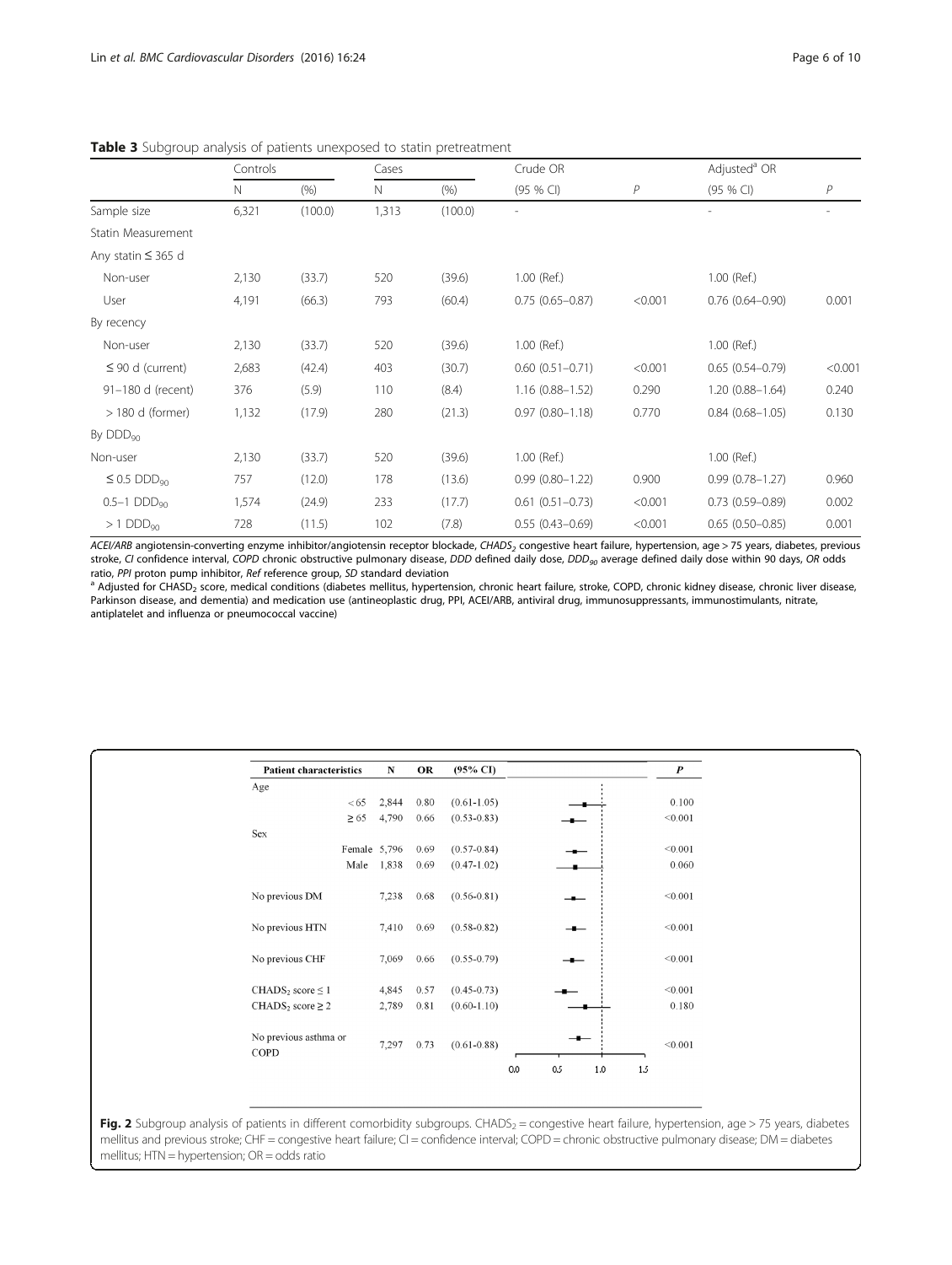**Table 3** Subgroup analysis of patients unexposed to statin pretreatment

| | Controls | | Cases | | Crude OR | | Adjusted[a] OR | |
|---|---|---|---|---|---|---|---|---|
| | N | (%) | N | (%) | (95 % CI) | *P* | (95 % CI) | *P* |
| Sample size | 6,321 | (100.0) | 1,313 | (100.0) | - | | - | - |
| Statin Measurement | | | | | | | | |
| Any statin ≤ 365 d | | | | | | | | |
| Non-user | 2,130 | (33.7) | 520 | (39.6) | 1.00 (Ref.) | | 1.00 (Ref.) | |
| User | 4,191 | (66.3) | 793 | (60.4) | 0.75 (0.65–0.87) | <0.001 | 0.76 (0.64–0.90) | 0.001 |
| By recency | | | | | | | | |
| Non-user | 2,130 | (33.7) | 520 | (39.6) | 1.00 (Ref.) | | 1.00 (Ref.) | |
| ≤ 90 d (current) | 2,683 | (42.4) | 403 | (30.7) | 0.60 (0.51–0.71) | <0.001 | 0.65 (0.54–0.79) | <0.001 |
| 91–180 d (recent) | 376 | (5.9) | 110 | (8.4) | 1.16 (0.88–1.52) | 0.290 | 1.20 (0.88–1.64) | 0.240 |
| > 180 d (former) | 1,132 | (17.9) | 280 | (21.3) | 0.97 (0.80–1.18) | 0.770 | 0.84 (0.68–1.05) | 0.130 |
| By $DDD_{90}$ | | | | | | | | |
| Non-user | 2,130 | (33.7) | 520 | (39.6) | 1.00 (Ref.) | | 1.00 (Ref.) | |
| ≤ 0.5 $DDD_{90}$ | 757 | (12.0) | 178 | (13.6) | 0.99 (0.80–1.22) | 0.900 | 0.99 (0.78–1.27) | 0.960 |
| 0.5–1 $DDD_{90}$ | 1,574 | (24.9) | 233 | (17.7) | 0.61 (0.51–0.73) | <0.001 | 0.73 (0.59–0.89) | 0.002 |
| > 1 $DDD_{90}$ | 728 | (11.5) | 102 | (7.8) | 0.55 (0.43–0.69) | <0.001 | 0.65 (0.50–0.85) | 0.001 |

*ACEI/ARB* angiotensin-converting enzyme inhibitor/angiotensin receptor blockade, *$CHADS_2$* congestive heart failure, hypertension, age > 75 years, diabetes, previous stroke, *CI* confidence interval, *COPD* chronic obstructive pulmonary disease, *DDD* defined daily dose, *$DDD_{90}$* average defined daily dose within 90 days, *OR* odds ratio, *PPI* proton pump inhibitor, *Ref* reference group, *SD* standard deviation

[a] Adjusted for $CHASD_2$ score, medical conditions (diabetes mellitus, hypertension, chronic heart failure, stroke, COPD, chronic kidney disease, chronic liver disease, Parkinson disease, and dementia) and medication use (antineoplastic drug, PPI, ACEI/ARB, antiviral drug, immunosuppressants, immunostimulants, nitrate, antiplatelet and influenza or pneumococcal vaccine)

| Patient characteristics | N | OR | (95% CI) | *P* |
|---|---|---|---|---|
| Age | | | | |
| < 65 | 2,844 | 0.80 | (0.61-1.05) | 0.100 |
| ≥ 65 | 4,790 | 0.66 | (0.53-0.83) | <0.001 |
| Sex | | | | |
| Female | 5,796 | 0.69 | (0.57-0.84) | <0.001 |
| Male | 1,838 | 0.69 | (0.47-1.02) | 0.060 |
| No previous DM | 7,238 | 0.68 | (0.56-0.81) | <0.001 |
| No previous HTN | 7,410 | 0.69 | (0.58-0.82) | <0.001 |
| No previous CHF | 7,069 | 0.66 | (0.55-0.79) | <0.001 |
| $CHADS_2$ score ≤ 1 | 4,845 | 0.57 | (0.45-0.73) | <0.001 |
| $CHADS_2$ score ≥ 2 | 2,789 | 0.81 | (0.60-1.10) | 0.180 |
| No previous asthma or COPD | 7,297 | 0.73 | (0.61-0.88) | <0.001 |

**Fig. 2** Subgroup analysis of patients in different comorbidity subgroups. $CHADS_2$ = congestive heart failure, hypertension, age > 75 years, diabetes mellitus and previous stroke; CHF = congestive heart failure; CI = confidence interval; COPD = chronic obstructive pulmonary disease; DM = diabetes mellitus; HTN = hypertension; OR = odds ratio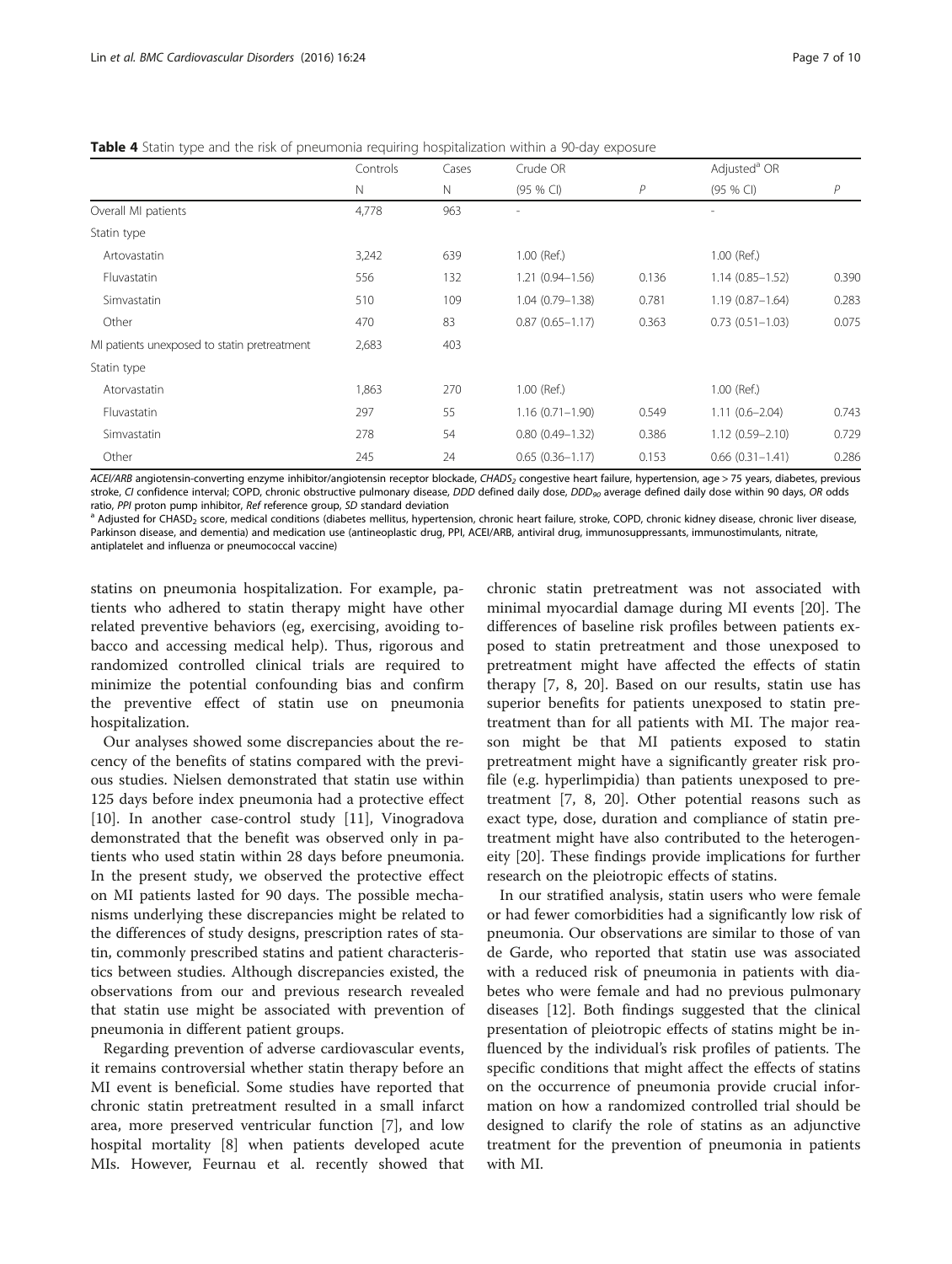**Table 4** Statin type and the risk of pneumonia requiring hospitalization within a 90-day exposure

| | Controls | Cases | Crude OR | | Adjusted[a] OR | |
|---|---|---|---|---|---|---|
| | N | N | (95 % CI) | *P* | (95 % CI) | *P* |
| Overall MI patients | 4,778 | 963 | - | | - | |
| Statin type | | | | | | |
| Artovastatin | 3,242 | 639 | 1.00 (Ref.) | | 1.00 (Ref.) | |
| Fluvastatin | 556 | 132 | 1.21 (0.94–1.56) | 0.136 | 1.14 (0.85–1.52) | 0.390 |
| Simvastatin | 510 | 109 | 1.04 (0.79–1.38) | 0.781 | 1.19 (0.87–1.64) | 0.283 |
| Other | 470 | 83 | 0.87 (0.65–1.17) | 0.363 | 0.73 (0.51–1.03) | 0.075 |
| MI patients unexposed to statin pretreatment | 2,683 | 403 | | | | |
| Statin type | | | | | | |
| Atorvastatin | 1,863 | 270 | 1.00 (Ref.) | | 1.00 (Ref.) | |
| Fluvastatin | 297 | 55 | 1.16 (0.71–1.90) | 0.549 | 1.11 (0.6–2.04) | 0.743 |
| Simvastatin | 278 | 54 | 0.80 (0.49–1.32) | 0.386 | 1.12 (0.59–2.10) | 0.729 |
| Other | 245 | 24 | 0.65 (0.36–1.17) | 0.153 | 0.66 (0.31–1.41) | 0.286 |

*ACEI/ARB* angiotensin-converting enzyme inhibitor/angiotensin receptor blockade, *$CHADS_2$* congestive heart failure, hypertension, age > 75 years, diabetes, previous stroke, *CI* confidence interval; COPD, chronic obstructive pulmonary disease, *DDD* defined daily dose, *$DDD_{90}$* average defined daily dose within 90 days, *OR* odds ratio, *PPI* proton pump inhibitor, *Ref* reference group, *SD* standard deviation

[a] Adjusted for $CHASD_2$ score, medical conditions (diabetes mellitus, hypertension, chronic heart failure, stroke, COPD, chronic kidney disease, chronic liver disease, Parkinson disease, and dementia) and medication use (antineoplastic drug, PPI, ACEI/ARB, antiviral drug, immunosuppressants, immunostimulants, nitrate, antiplatelet and influenza or pneumococcal vaccine)

statins on pneumonia hospitalization. For example, patients who adhered to statin therapy might have other related preventive behaviors (eg, exercising, avoiding tobacco and accessing medical help). Thus, rigorous and randomized controlled clinical trials are required to minimize the potential confounding bias and confirm the preventive effect of statin use on pneumonia hospitalization.

Our analyses showed some discrepancies about the recency of the benefits of statins compared with the previous studies. Nielsen demonstrated that statin use within 125 days before index pneumonia had a protective effect [10]. In another case-control study [11], Vinogradova demonstrated that the benefit was observed only in patients who used statin within 28 days before pneumonia. In the present study, we observed the protective effect on MI patients lasted for 90 days. The possible mechanisms underlying these discrepancies might be related to the differences of study designs, prescription rates of statin, commonly prescribed statins and patient characteristics between studies. Although discrepancies existed, the observations from our and previous research revealed that statin use might be associated with prevention of pneumonia in different patient groups.

Regarding prevention of adverse cardiovascular events, it remains controversial whether statin therapy before an MI event is beneficial. Some studies have reported that chronic statin pretreatment resulted in a small infarct area, more preserved ventricular function [7], and low hospital mortality [8] when patients developed acute MIs. However, Feurnau et al. recently showed that chronic statin pretreatment was not associated with minimal myocardial damage during MI events [20]. The differences of baseline risk profiles between patients exposed to statin pretreatment and those unexposed to pretreatment might have affected the effects of statin therapy [7, 8, 20]. Based on our results, statin use has superior benefits for patients unexposed to statin pretreatment than for all patients with MI. The major reason might be that MI patients exposed to statin pretreatment might have a significantly greater risk profile (e.g. hyperlimpidia) than patients unexposed to pretreatment [7, 8, 20]. Other potential reasons such as exact type, dose, duration and compliance of statin pretreatment might have also contributed to the heterogeneity [20]. These findings provide implications for further research on the pleiotropic effects of statins.

In our stratified analysis, statin users who were female or had fewer comorbidities had a significantly low risk of pneumonia. Our observations are similar to those of van de Garde, who reported that statin use was associated with a reduced risk of pneumonia in patients with diabetes who were female and had no previous pulmonary diseases [12]. Both findings suggested that the clinical presentation of pleiotropic effects of statins might be influenced by the individual's risk profiles of patients. The specific conditions that might affect the effects of statins on the occurrence of pneumonia provide crucial information on how a randomized controlled trial should be designed to clarify the role of statins as an adjunctive treatment for the prevention of pneumonia in patients with MI.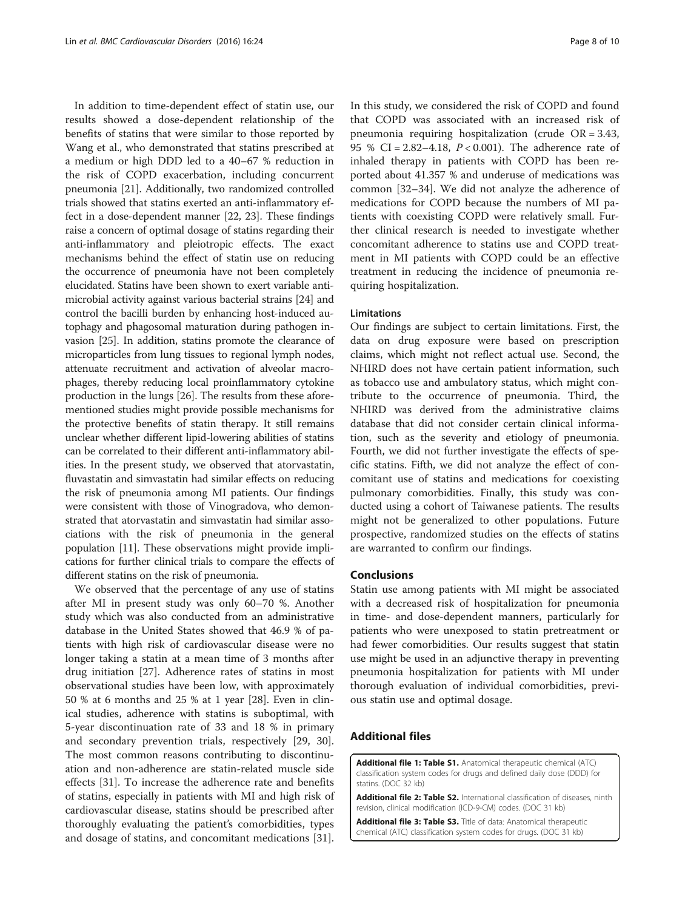In addition to time-dependent effect of statin use, our results showed a dose-dependent relationship of the benefits of statins that were similar to those reported by Wang et al., who demonstrated that statins prescribed at a medium or high DDD led to a 40–67 % reduction in the risk of COPD exacerbation, including concurrent pneumonia [21]. Additionally, two randomized controlled trials showed that statins exerted an anti-inflammatory effect in a dose-dependent manner [22, 23]. These findings raise a concern of optimal dosage of statins regarding their anti-inflammatory and pleiotropic effects. The exact mechanisms behind the effect of statin use on reducing the occurrence of pneumonia have not been completely elucidated. Statins have been shown to exert variable antimicrobial activity against various bacterial strains [24] and control the bacilli burden by enhancing host-induced autophagy and phagosomal maturation during pathogen invasion [25]. In addition, statins promote the clearance of microparticles from lung tissues to regional lymph nodes, attenuate recruitment and activation of alveolar macrophages, thereby reducing local proinflammatory cytokine production in the lungs [26]. The results from these aforementioned studies might provide possible mechanisms for the protective benefits of statin therapy. It still remains unclear whether different lipid-lowering abilities of statins can be correlated to their different anti-inflammatory abilities. In the present study, we observed that atorvastatin, fluvastatin and simvastatin had similar effects on reducing the risk of pneumonia among MI patients. Our findings were consistent with those of Vinogradova, who demonstrated that atorvastatin and simvastatin had similar associations with the risk of pneumonia in the general population [11]. These observations might provide implications for further clinical trials to compare the effects of different statins on the risk of pneumonia.

We observed that the percentage of any use of statins after MI in present study was only 60–70 %. Another study which was also conducted from an administrative database in the United States showed that 46.9 % of patients with high risk of cardiovascular disease were no longer taking a statin at a mean time of 3 months after drug initiation [27]. Adherence rates of statins in most observational studies have been low, with approximately 50 % at 6 months and 25 % at 1 year [28]. Even in clinical studies, adherence with statins is suboptimal, with 5-year discontinuation rate of 33 and 18 % in primary and secondary prevention trials, respectively [29, 30]. The most common reasons contributing to discontinuation and non-adherence are statin-related muscle side effects [31]. To increase the adherence rate and benefits of statins, especially in patients with MI and high risk of cardiovascular disease, statins should be prescribed after thoroughly evaluating the patient's comorbidities, types and dosage of statins, and concomitant medications [31].

In this study, we considered the risk of COPD and found that COPD was associated with an increased risk of pneumonia requiring hospitalization (crude OR = 3.43, 95 % CI = 2.82–4.18, $P < 0.001$). The adherence rate of inhaled therapy in patients with COPD has been reported about 41.357 % and underuse of medications was common [32–34]. We did not analyze the adherence of medications for COPD because the numbers of MI patients with coexisting COPD were relatively small. Further clinical research is needed to investigate whether concomitant adherence to statins use and COPD treatment in MI patients with COPD could be an effective treatment in reducing the incidence of pneumonia requiring hospitalization.

### Limitations

Our findings are subject to certain limitations. First, the data on drug exposure were based on prescription claims, which might not reflect actual use. Second, the NHIRD does not have certain patient information, such as tobacco use and ambulatory status, which might contribute to the occurrence of pneumonia. Third, the NHIRD was derived from the administrative claims database that did not consider certain clinical information, such as the severity and etiology of pneumonia. Fourth, we did not further investigate the effects of specific statins. Fifth, we did not analyze the effect of concomitant use of statins and medications for coexisting pulmonary comorbidities. Finally, this study was conducted using a cohort of Taiwanese patients. The results might not be generalized to other populations. Future prospective, randomized studies on the effects of statins are warranted to confirm our findings.

## Conclusions

Statin use among patients with MI might be associated with a decreased risk of hospitalization for pneumonia in time- and dose-dependent manners, particularly for patients who were unexposed to statin pretreatment or had fewer comorbidities. Our results suggest that statin use might be used in an adjunctive therapy in preventing pneumonia hospitalization for patients with MI under thorough evaluation of individual comorbidities, previous statin use and optimal dosage.

## Additional files

**Additional file 1: Table S1.** Anatomical therapeutic chemical (ATC) classification system codes for drugs and defined daily dose (DDD) for statins. (DOC 32 kb)

**Additional file 2: Table S2.** International classification of diseases, ninth revision, clinical modification (ICD-9-CM) codes. (DOC 31 kb)

**Additional file 3: Table S3.** Title of data: Anatomical therapeutic chemical (ATC) classification system codes for drugs. (DOC 31 kb)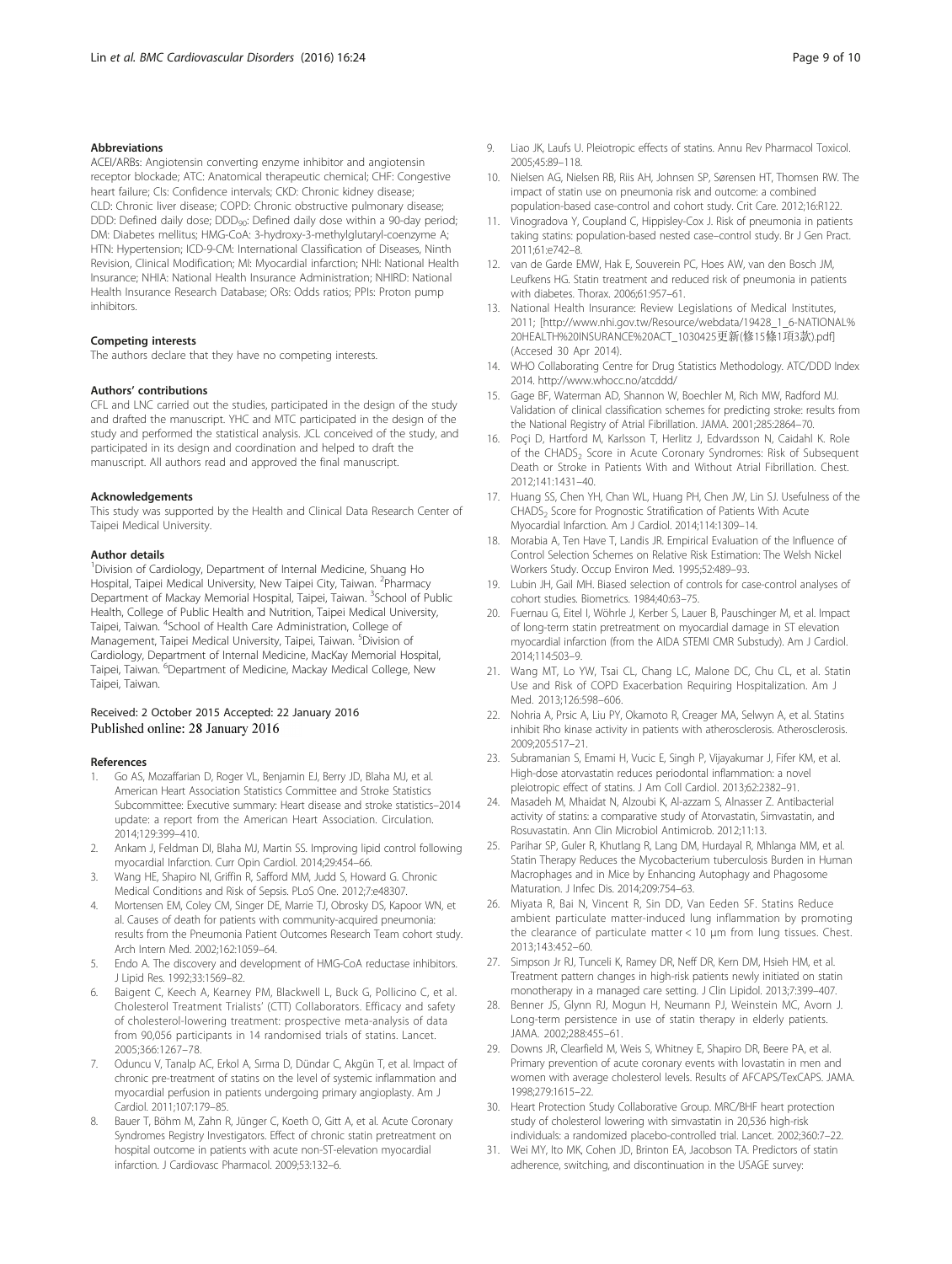#### Abbreviations

ACEI/ARBs: Angiotensin converting enzyme inhibitor and angiotensin receptor blockade; ATC: Anatomical therapeutic chemical; CHF: Congestive heart failure; CIs: Confidence intervals; CKD: Chronic kidney disease; CLD: Chronic liver disease; COPD: Chronic obstructive pulmonary disease; DDD: Defined daily dose; $DDD_{90}$: Defined daily dose within a 90-day period; DM: Diabetes mellitus; HMG-CoA: 3-hydroxy-3-methylglutaryl-coenzyme A; HTN: Hypertension; ICD-9-CM: International Classification of Diseases, Ninth Revision, Clinical Modification; MI: Myocardial infarction; NHI: National Health Insurance; NHIA: National Health Insurance Administration; NHIRD: National Health Insurance Research Database; ORs: Odds ratios; PPIs: Proton pump inhibitors.

#### Competing interests

The authors declare that they have no competing interests.

#### Authors' contributions

CFL and LNC carried out the studies, participated in the design of the study and drafted the manuscript. YHC and MTC participated in the design of the study and performed the statistical analysis. JCL conceived of the study, and participated in its design and coordination and helped to draft the manuscript. All authors read and approved the final manuscript.

#### Acknowledgements

This study was supported by the Health and Clinical Data Research Center of Taipei Medical University.

#### Author details

[1]Division of Cardiology, Department of Internal Medicine, Shuang Ho Hospital, Taipei Medical University, New Taipei City, Taiwan. [2]Pharmacy Department of Mackay Memorial Hospital, Taipei, Taiwan. [3]School of Public Health, College of Public Health and Nutrition, Taipei Medical University, Taipei, Taiwan. [4]School of Health Care Administration, College of Management, Taipei Medical University, Taipei, Taiwan. [5]Division of Cardiology, Department of Internal Medicine, MacKay Memorial Hospital, Taipei, Taiwan. [6]Department of Medicine, Mackay Medical College, New Taipei, Taiwan.

Received: 2 October 2015 Accepted: 22 January 2016
Published online: 28 January 2016

#### References

1. Go AS, Mozaffarian D, Roger VL, Benjamin EJ, Berry JD, Blaha MJ, et al. American Heart Association Statistics Committee and Stroke Statistics Subcommittee: Executive summary: Heart disease and stroke statistics–2014 update: a report from the American Heart Association. Circulation. 2014;129:399–410.
2. Ankam J, Feldman DI, Blaha MJ, Martin SS. Improving lipid control following myocardial Infarction. Curr Opin Cardiol. 2014;29:454–66.
3. Wang HE, Shapiro NI, Griffin R, Safford MM, Judd S, Howard G. Chronic Medical Conditions and Risk of Sepsis. PLoS One. 2012;7:e48307.
4. Mortensen EM, Coley CM, Singer DE, Marrie TJ, Obrosky DS, Kapoor WN, et al. Causes of death for patients with community-acquired pneumonia: results from the Pneumonia Patient Outcomes Research Team cohort study. Arch Intern Med. 2002;162:1059–64.
5. Endo A. The discovery and development of HMG-CoA reductase inhibitors. J Lipid Res. 1992;33:1569–82.
6. Baigent C, Keech A, Kearney PM, Blackwell L, Buck G, Pollicino C, et al. Cholesterol Treatment Trialists' (CTT) Collaborators. Efficacy and safety of cholesterol-lowering treatment: prospective meta-analysis of data from 90,056 participants in 14 randomised trials of statins. Lancet. 2005;366:1267–78.
7. Oduncu V, Tanalp AC, Erkol A, Sırma D, Dündar C, Akgün T, et al. Impact of chronic pre-treatment of statins on the level of systemic inflammation and myocardial perfusion in patients undergoing primary angioplasty. Am J Cardiol. 2011;107:179–85.
8. Bauer T, Böhm M, Zahn R, Jünger C, Koeth O, Gitt A, et al. Acute Coronary Syndromes Registry Investigators. Effect of chronic statin pretreatment on hospital outcome in patients with acute non-ST-elevation myocardial infarction. J Cardiovasc Pharmacol. 2009;53:132–6.
9. Liao JK, Laufs U. Pleiotropic effects of statins. Annu Rev Pharmacol Toxicol. 2005;45:89–118.
10. Nielsen AG, Nielsen RB, Riis AH, Johnsen SP, Sørensen HT, Thomsen RW. The impact of statin use on pneumonia risk and outcome: a combined population-based case-control and cohort study. Crit Care. 2012;16:R122.
11. Vinogradova Y, Coupland C, Hippisley-Cox J. Risk of pneumonia in patients taking statins: population-based nested case–control study. Br J Gen Pract. 2011;61:e742–8.
12. van de Garde EMW, Hak E, Souverein PC, Hoes AW, van den Bosch JM, Leufkens HG. Statin treatment and reduced risk of pneumonia in patients with diabetes. Thorax. 2006;61:957–61.
13. National Health Insurance: Review Legislations of Medical Institutes, 2011; [http://www.nhi.gov.tw/Resource/webdata/19428_1_6-NATIONAL%20HEALTH%20INSURANCE%20ACT_1030425更新(修15條1項3款).pdf] (Accesed 30 Apr 2014).
14. WHO Collaborating Centre for Drug Statistics Methodology. ATC/DDD Index 2014. http://www.whocc.no/atcddd/
15. Gage BF, Waterman AD, Shannon W, Boechler M, Rich MW, Radford MJ. Validation of clinical classification schemes for predicting stroke: results from the National Registry of Atrial Fibrillation. JAMA. 2001;285:2864–70.
16. Poçi D, Hartford M, Karlsson T, Herlitz J, Edvardsson N, Caidahl K. Role of the $CHADS_2$ Score in Acute Coronary Syndromes: Risk of Subsequent Death or Stroke in Patients With and Without Atrial Fibrillation. Chest. 2012;141:1431–40.
17. Huang SS, Chen YH, Chan WL, Huang PH, Chen JW, Lin SJ. Usefulness of the $CHADS_2$ Score for Prognostic Stratification of Patients With Acute Myocardial Infarction. Am J Cardiol. 2014;114:1309–14.
18. Morabia A, Ten Have T, Landis JR. Empirical Evaluation of the Influence of Control Selection Schemes on Relative Risk Estimation: The Welsh Nickel Workers Study. Occup Environ Med. 1995;52:489–93.
19. Lubin JH, Gail MH. Biased selection of controls for case-control analyses of cohort studies. Biometrics. 1984;40:63–75.
20. Fuernau G, Eitel I, Wöhrle J, Kerber S, Lauer B, Pauschinger M, et al. Impact of long-term statin pretreatment on myocardial damage in ST elevation myocardial infarction (from the AIDA STEMI CMR Substudy). Am J Cardiol. 2014;114:503–9.
21. Wang MT, Lo YW, Tsai CL, Chang LC, Malone DC, Chu CL, et al. Statin Use and Risk of COPD Exacerbation Requiring Hospitalization. Am J Med. 2013;126:598–606.
22. Nohria A, Prsic A, Liu PY, Okamoto R, Creager MA, Selwyn A, et al. Statins inhibit Rho kinase activity in patients with atherosclerosis. Atherosclerosis. 2009;205:517–21.
23. Subramanian S, Emami H, Vucic E, Singh P, Vijayakumar J, Fifer KM, et al. High-dose atorvastatin reduces periodontal inflammation: a novel pleiotropic effect of statins. J Am Coll Cardiol. 2013;62:2382–91.
24. Masadeh M, Mhaidat N, Alzoubi K, Al-azzam S, Alnasser Z. Antibacterial activity of statins: a comparative study of Atorvastatin, Simvastatin, and Rosuvastatin. Ann Clin Microbiol Antimicrob. 2012;11:13.
25. Parihar SP, Guler R, Khutlang R, Lang DM, Hurdayal R, Mhlanga MM, et al. Statin Therapy Reduces the Mycobacterium tuberculosis Burden in Human Macrophages and in Mice by Enhancing Autophagy and Phagosome Maturation. J Infec Dis. 2014;209:754–63.
26. Miyata R, Bai N, Vincent R, Sin DD, Van Eeden SF. Statins Reduce ambient particulate matter-induced lung inflammation by promoting the clearance of particulate matter < 10 μm from lung tissues. Chest. 2013;143:452–60.
27. Simpson Jr RJ, Tunceli K, Ramey DR, Neff DR, Kern DM, Hsieh HM, et al. Treatment pattern changes in high-risk patients newly initiated on statin monotherapy in a managed care setting. J Clin Lipidol. 2013;7:399–407.
28. Benner JS, Glynn RJ, Mogun H, Neumann PJ, Weinstein MC, Avorn J. Long-term persistence in use of statin therapy in elderly patients. JAMA. 2002;288:455–61.
29. Downs JR, Clearfield M, Weis S, Whitney E, Shapiro DR, Beere PA, et al. Primary prevention of acute coronary events with lovastatin in men and women with average cholesterol levels. Results of AFCAPS/TexCAPS. JAMA. 1998;279:1615–22.
30. Heart Protection Study Collaborative Group. MRC/BHF heart protection study of cholesterol lowering with simvastatin in 20,536 high-risk individuals: a randomized placebo-controlled trial. Lancet. 2002;360:7–22.
31. Wei MY, Ito MK, Cohen JD, Brinton EA, Jacobson TA. Predictors of statin adherence, switching, and discontinuation in the USAGE survey: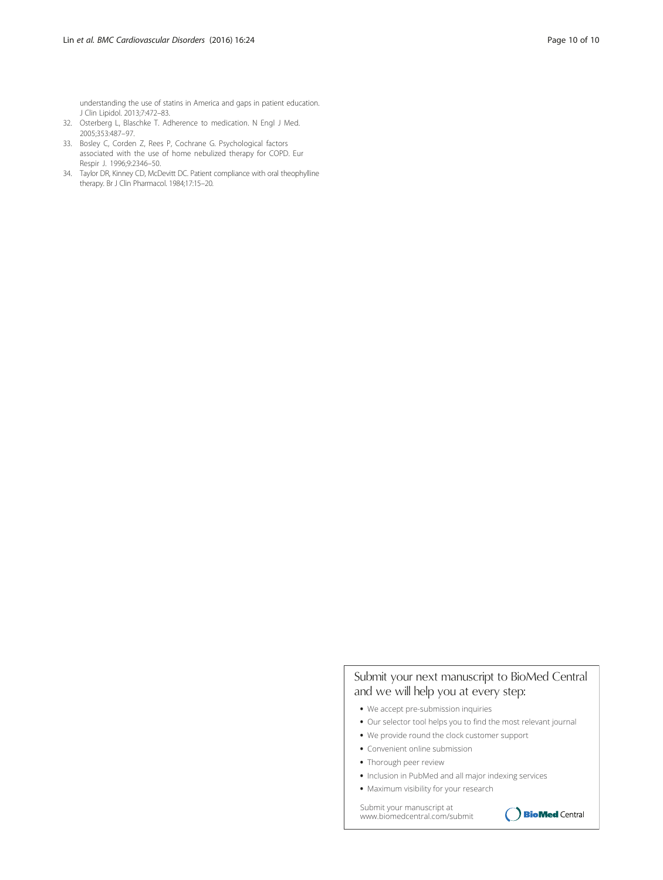understanding the use of statins in America and gaps in patient education. J Clin Lipidol. 2013;7:472–83.

32. Osterberg L, Blaschke T. Adherence to medication. N Engl J Med. 2005;353:487–97.
33. Bosley C, Corden Z, Rees P, Cochrane G. Psychological factors associated with the use of home nebulized therapy for COPD. Eur Respir J. 1996;9:2346–50.
34. Taylor DR, Kinney CD, McDevitt DC. Patient compliance with oral theophylline therapy. Br J Clin Pharmacol. 1984;17:15–20.

Submit your next manuscript to BioMed Central and we will help you at every step:

- We accept pre-submission inquiries
- Our selector tool helps you to find the most relevant journal
- We provide round the clock customer support
- Convenient online submission
- Thorough peer review
- Inclusion in PubMed and all major indexing services
- Maximum visibility for your research

Submit your manuscript at www.biomedcentral.com/submit

BioMed Central